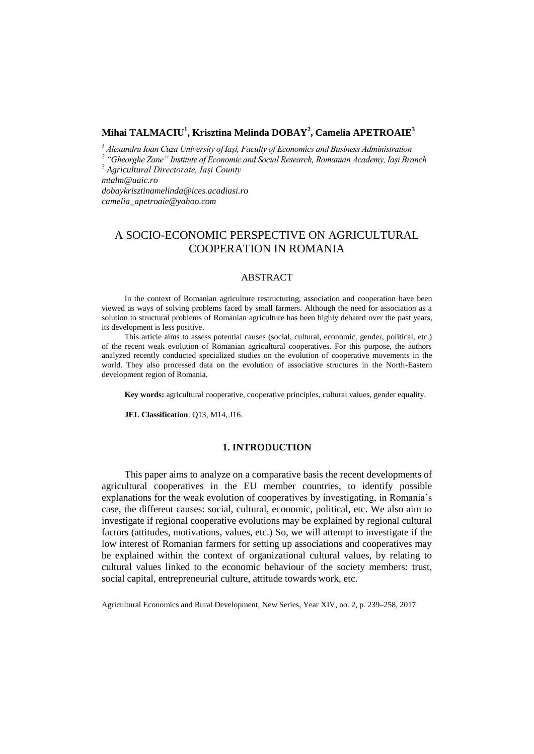**Mihai TALMACIU[1], Krisztina Melinda DOBAY[2], Camelia APETROAIE[3]**

[1] *Alexandru Ioan Cuza University of Iași, Faculty of Economics and Business Administration*
[2] *"Gheorghe Zane" Institute of Economic and Social Research, Romanian Academy, Iași Branch*
[3] *Agricultural Directorate, Iași County*
*mtalm@uaic.ro*
*dobaykrisztinamelinda@ices.acadiasi.ro*
*camelia_apetroaie@yahoo.com*

# A SOCIO-ECONOMIC PERSPECTIVE ON AGRICULTURAL COOPERATION IN ROMANIA

## ABSTRACT

In the context of Romanian agriculture restructuring, association and cooperation have been viewed as ways of solving problems faced by small farmers. Although the need for association as a solution to structural problems of Romanian agriculture has been highly debated over the past years, its development is less positive.

This article aims to assess potential causes (social, cultural, economic, gender, political, etc.) of the recent weak evolution of Romanian agricultural cooperatives. For this purpose, the authors analyzed recently conducted specialized studies on the evolution of cooperative movements in the world. They also processed data on the evolution of associative structures in the North-Eastern development region of Romania.

**Key words:** agricultural cooperative, cooperative principles, cultural values, gender equality.

**JEL Classification**: Q13, M14, J16.

## 1. INTRODUCTION

This paper aims to analyze on a comparative basis the recent developments of agricultural cooperatives in the EU member countries, to identify possible explanations for the weak evolution of cooperatives by investigating, in Romania's case, the different causes: social, cultural, economic, political, etc. We also aim to investigate if regional cooperative evolutions may be explained by regional cultural factors (attitudes, motivations, values, etc.) So, we will attempt to investigate if the low interest of Romanian farmers for setting up associations and cooperatives may be explained within the context of organizational cultural values, by relating to cultural values linked to the economic behaviour of the society members: trust, social capital, entrepreneurial culture, attitude towards work, etc.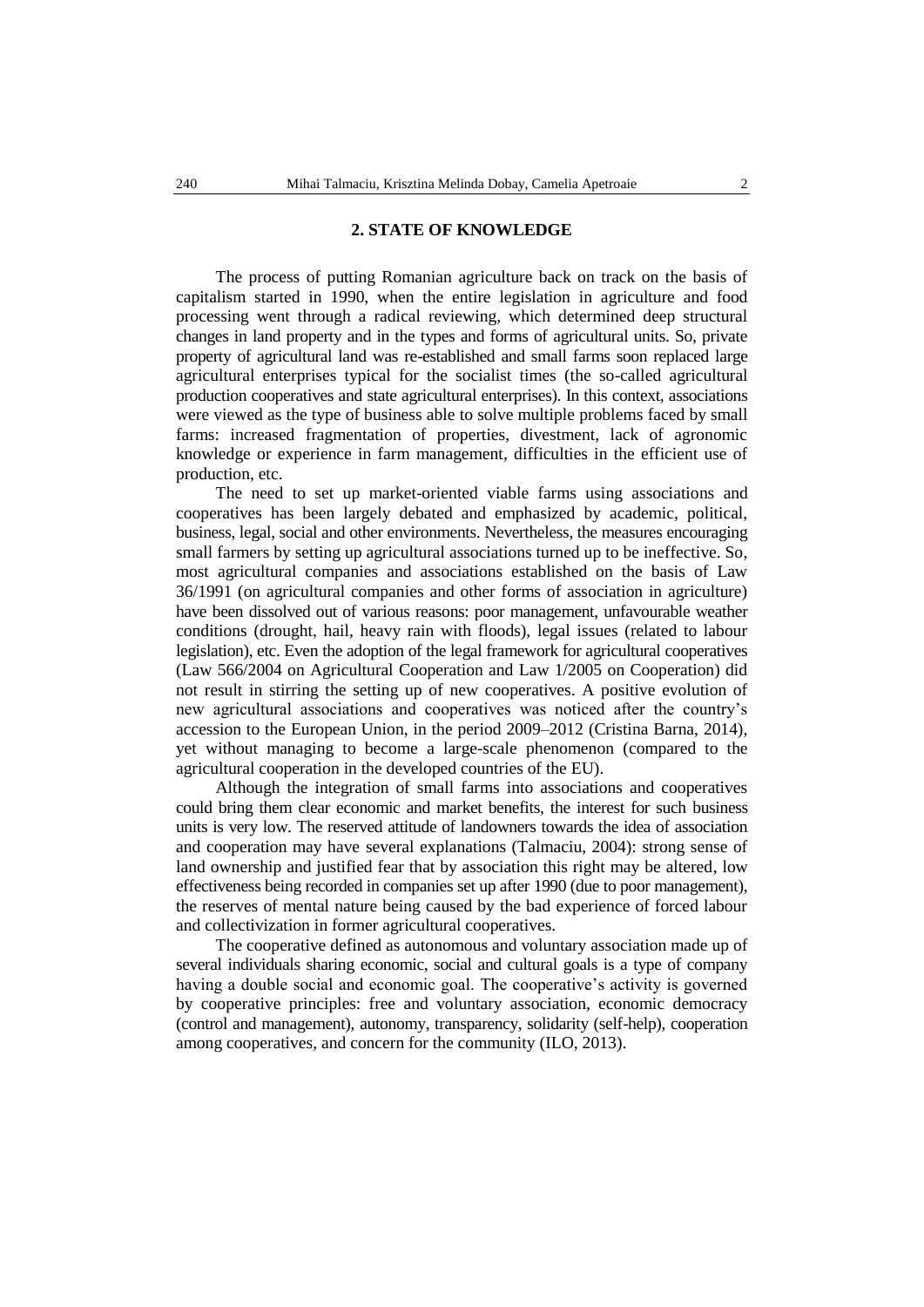## 2. STATE OF KNOWLEDGE

The process of putting Romanian agriculture back on track on the basis of capitalism started in 1990, when the entire legislation in agriculture and food processing went through a radical reviewing, which determined deep structural changes in land property and in the types and forms of agricultural units. So, private property of agricultural land was re-established and small farms soon replaced large agricultural enterprises typical for the socialist times (the so-called agricultural production cooperatives and state agricultural enterprises). In this context, associations were viewed as the type of business able to solve multiple problems faced by small farms: increased fragmentation of properties, divestment, lack of agronomic knowledge or experience in farm management, difficulties in the efficient use of production, etc.

The need to set up market-oriented viable farms using associations and cooperatives has been largely debated and emphasized by academic, political, business, legal, social and other environments. Nevertheless, the measures encouraging small farmers by setting up agricultural associations turned up to be ineffective. So, most agricultural companies and associations established on the basis of Law 36/1991 (on agricultural companies and other forms of association in agriculture) have been dissolved out of various reasons: poor management, unfavourable weather conditions (drought, hail, heavy rain with floods), legal issues (related to labour legislation), etc. Even the adoption of the legal framework for agricultural cooperatives (Law 566/2004 on Agricultural Cooperation and Law 1/2005 on Cooperation) did not result in stirring the setting up of new cooperatives. A positive evolution of new agricultural associations and cooperatives was noticed after the country's accession to the European Union, in the period 2009–2012 (Cristina Barna, 2014), yet without managing to become a large-scale phenomenon (compared to the agricultural cooperation in the developed countries of the EU).

Although the integration of small farms into associations and cooperatives could bring them clear economic and market benefits, the interest for such business units is very low. The reserved attitude of landowners towards the idea of association and cooperation may have several explanations (Talmaciu, 2004): strong sense of land ownership and justified fear that by association this right may be altered, low effectiveness being recorded in companies set up after 1990 (due to poor management), the reserves of mental nature being caused by the bad experience of forced labour and collectivization in former agricultural cooperatives.

The cooperative defined as autonomous and voluntary association made up of several individuals sharing economic, social and cultural goals is a type of company having a double social and economic goal. The cooperative's activity is governed by cooperative principles: free and voluntary association, economic democracy (control and management), autonomy, transparency, solidarity (self-help), cooperation among cooperatives, and concern for the community (ILO, 2013).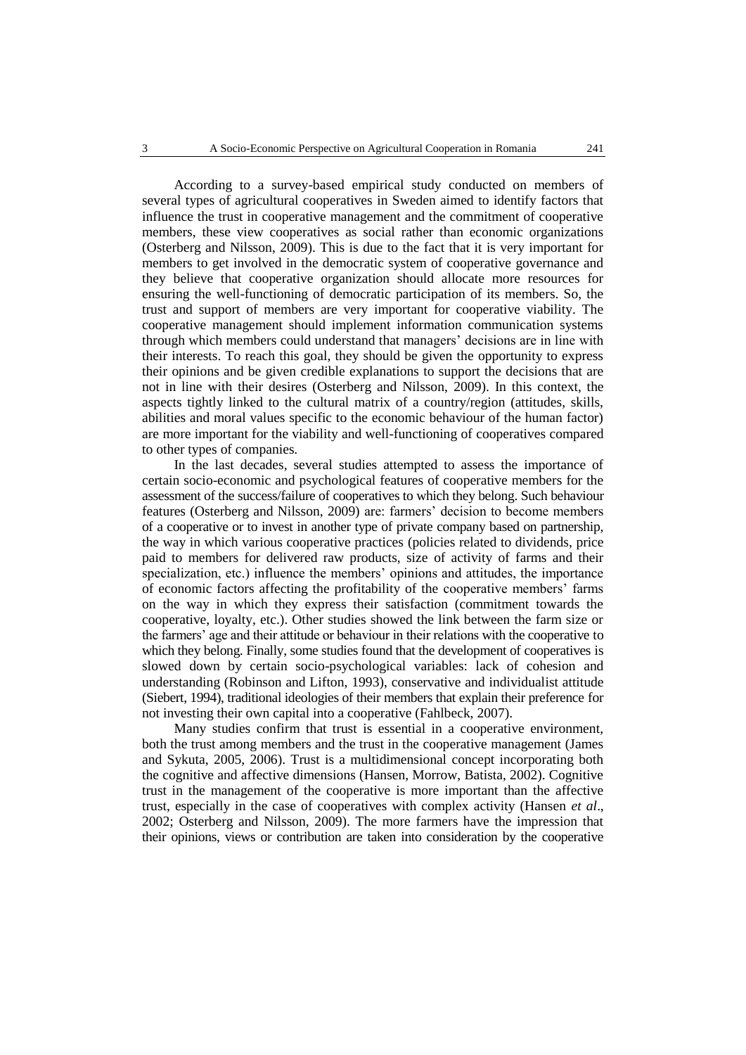According to a survey-based empirical study conducted on members of several types of agricultural cooperatives in Sweden aimed to identify factors that influence the trust in cooperative management and the commitment of cooperative members, these view cooperatives as social rather than economic organizations (Osterberg and Nilsson, 2009). This is due to the fact that it is very important for members to get involved in the democratic system of cooperative governance and they believe that cooperative organization should allocate more resources for ensuring the well-functioning of democratic participation of its members. So, the trust and support of members are very important for cooperative viability. The cooperative management should implement information communication systems through which members could understand that managers' decisions are in line with their interests. To reach this goal, they should be given the opportunity to express their opinions and be given credible explanations to support the decisions that are not in line with their desires (Osterberg and Nilsson, 2009). In this context, the aspects tightly linked to the cultural matrix of a country/region (attitudes, skills, abilities and moral values specific to the economic behaviour of the human factor) are more important for the viability and well-functioning of cooperatives compared to other types of companies.

In the last decades, several studies attempted to assess the importance of certain socio-economic and psychological features of cooperative members for the assessment of the success/failure of cooperatives to which they belong. Such behaviour features (Osterberg and Nilsson, 2009) are: farmers' decision to become members of a cooperative or to invest in another type of private company based on partnership, the way in which various cooperative practices (policies related to dividends, price paid to members for delivered raw products, size of activity of farms and their specialization, etc.) influence the members' opinions and attitudes, the importance of economic factors affecting the profitability of the cooperative members' farms on the way in which they express their satisfaction (commitment towards the cooperative, loyalty, etc.). Other studies showed the link between the farm size or the farmers' age and their attitude or behaviour in their relations with the cooperative to which they belong. Finally, some studies found that the development of cooperatives is slowed down by certain socio-psychological variables: lack of cohesion and understanding (Robinson and Lifton, 1993), conservative and individualist attitude (Siebert, 1994), traditional ideologies of their members that explain their preference for not investing their own capital into a cooperative (Fahlbeck, 2007).

Many studies confirm that trust is essential in a cooperative environment, both the trust among members and the trust in the cooperative management (James and Sykuta, 2005, 2006). Trust is a multidimensional concept incorporating both the cognitive and affective dimensions (Hansen, Morrow, Batista, 2002). Cognitive trust in the management of the cooperative is more important than the affective trust, especially in the case of cooperatives with complex activity (Hansen *et al*., 2002; Osterberg and Nilsson, 2009). The more farmers have the impression that their opinions, views or contribution are taken into consideration by the cooperative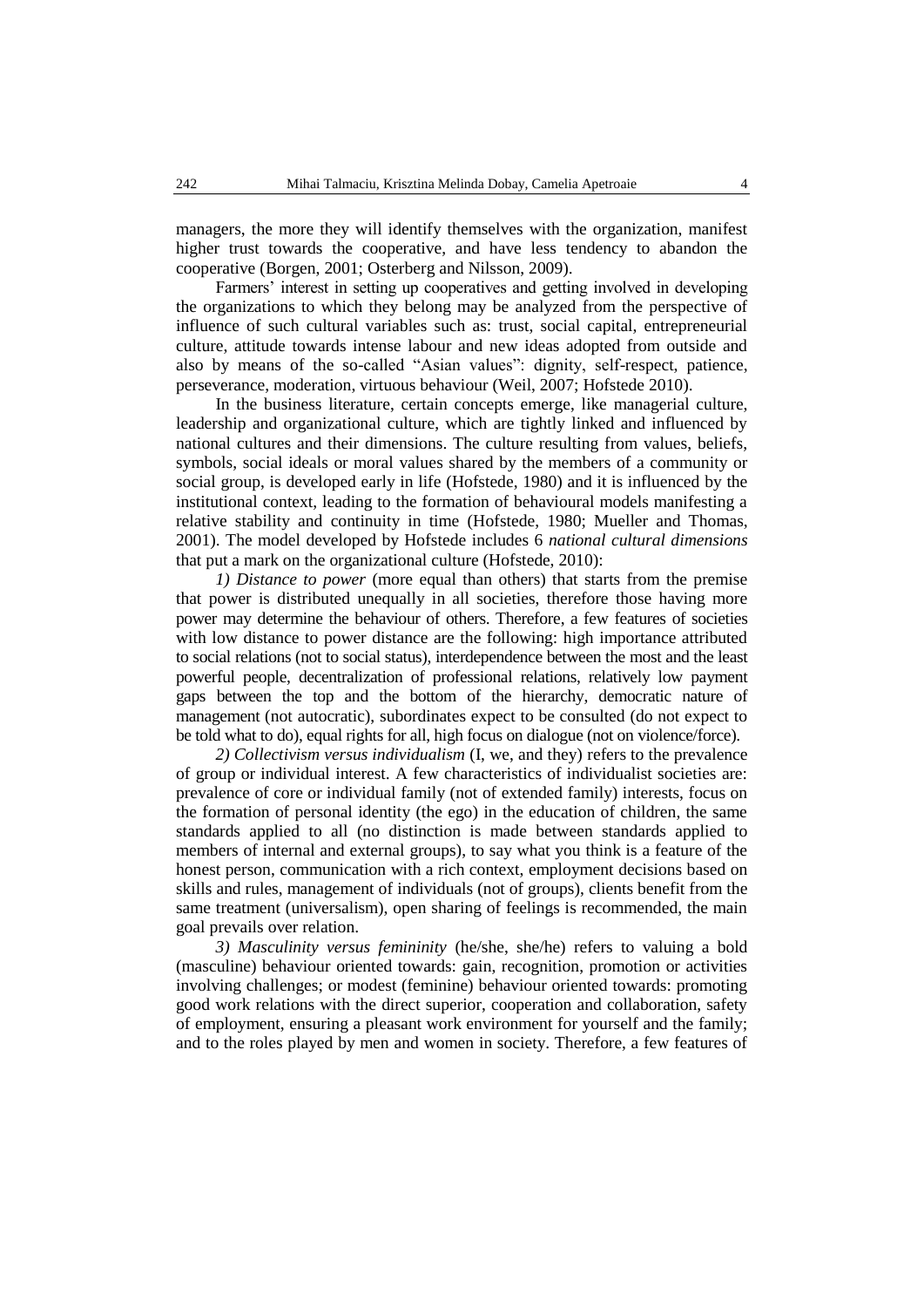managers, the more they will identify themselves with the organization, manifest higher trust towards the cooperative, and have less tendency to abandon the cooperative (Borgen, 2001; Osterberg and Nilsson, 2009).

Farmers' interest in setting up cooperatives and getting involved in developing the organizations to which they belong may be analyzed from the perspective of influence of such cultural variables such as: trust, social capital, entrepreneurial culture, attitude towards intense labour and new ideas adopted from outside and also by means of the so-called "Asian values": dignity, self-respect, patience, perseverance, moderation, virtuous behaviour (Weil, 2007; Hofstede 2010).

In the business literature, certain concepts emerge, like managerial culture, leadership and organizational culture, which are tightly linked and influenced by national cultures and their dimensions. The culture resulting from values, beliefs, symbols, social ideals or moral values shared by the members of a community or social group, is developed early in life (Hofstede, 1980) and it is influenced by the institutional context, leading to the formation of behavioural models manifesting a relative stability and continuity in time (Hofstede, 1980; Mueller and Thomas, 2001). The model developed by Hofstede includes 6 *national cultural dimensions* that put a mark on the organizational culture (Hofstede, 2010):

*1) Distance to power* (more equal than others) that starts from the premise that power is distributed unequally in all societies, therefore those having more power may determine the behaviour of others. Therefore, a few features of societies with low distance to power distance are the following: high importance attributed to social relations (not to social status), interdependence between the most and the least powerful people, decentralization of professional relations, relatively low payment gaps between the top and the bottom of the hierarchy, democratic nature of management (not autocratic), subordinates expect to be consulted (do not expect to be told what to do), equal rights for all, high focus on dialogue (not on violence/force).

*2) Collectivism versus individualism* (I, we, and they) refers to the prevalence of group or individual interest. A few characteristics of individualist societies are: prevalence of core or individual family (not of extended family) interests, focus on the formation of personal identity (the ego) in the education of children, the same standards applied to all (no distinction is made between standards applied to members of internal and external groups), to say what you think is a feature of the honest person, communication with a rich context, employment decisions based on skills and rules, management of individuals (not of groups), clients benefit from the same treatment (universalism), open sharing of feelings is recommended, the main goal prevails over relation.

*3) Masculinity versus femininity* (he/she, she/he) refers to valuing a bold (masculine) behaviour oriented towards: gain, recognition, promotion or activities involving challenges; or modest (feminine) behaviour oriented towards: promoting good work relations with the direct superior, cooperation and collaboration, safety of employment, ensuring a pleasant work environment for yourself and the family; and to the roles played by men and women in society. Therefore, a few features of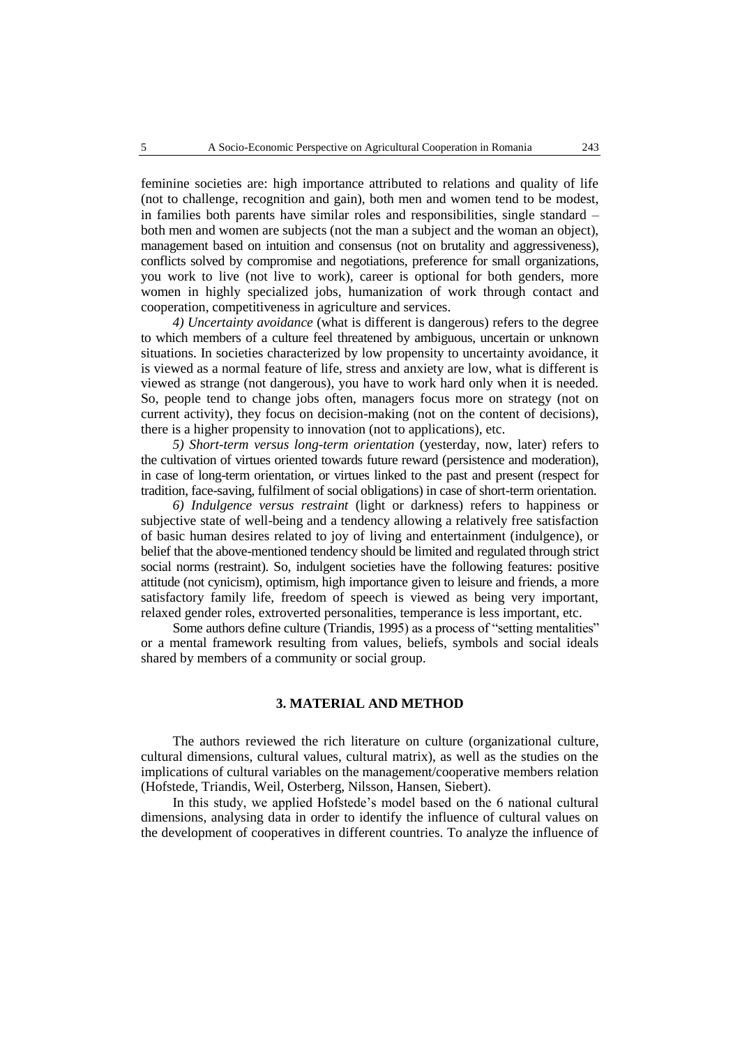feminine societies are: high importance attributed to relations and quality of life (not to challenge, recognition and gain), both men and women tend to be modest, in families both parents have similar roles and responsibilities, single standard – both men and women are subjects (not the man a subject and the woman an object), management based on intuition and consensus (not on brutality and aggressiveness), conflicts solved by compromise and negotiations, preference for small organizations, you work to live (not live to work), career is optional for both genders, more women in highly specialized jobs, humanization of work through contact and cooperation, competitiveness in agriculture and services.

*4) Uncertainty avoidance* (what is different is dangerous) refers to the degree to which members of a culture feel threatened by ambiguous, uncertain or unknown situations. In societies characterized by low propensity to uncertainty avoidance, it is viewed as a normal feature of life, stress and anxiety are low, what is different is viewed as strange (not dangerous), you have to work hard only when it is needed. So, people tend to change jobs often, managers focus more on strategy (not on current activity), they focus on decision-making (not on the content of decisions), there is a higher propensity to innovation (not to applications), etc.

*5) Short-term versus long-term orientation* (yesterday, now, later) refers to the cultivation of virtues oriented towards future reward (persistence and moderation), in case of long-term orientation, or virtues linked to the past and present (respect for tradition, face-saving, fulfilment of social obligations) in case of short-term orientation.

*6) Indulgence versus restraint* (light or darkness) refers to happiness or subjective state of well-being and a tendency allowing a relatively free satisfaction of basic human desires related to joy of living and entertainment (indulgence), or belief that the above-mentioned tendency should be limited and regulated through strict social norms (restraint). So, indulgent societies have the following features: positive attitude (not cynicism), optimism, high importance given to leisure and friends, a more satisfactory family life, freedom of speech is viewed as being very important, relaxed gender roles, extroverted personalities, temperance is less important, etc.

Some authors define culture (Triandis, 1995) as a process of "setting mentalities" or a mental framework resulting from values, beliefs, symbols and social ideals shared by members of a community or social group.

## 3. MATERIAL AND METHOD

The authors reviewed the rich literature on culture (organizational culture, cultural dimensions, cultural values, cultural matrix), as well as the studies on the implications of cultural variables on the management/cooperative members relation (Hofstede, Triandis, Weil, Osterberg, Nilsson, Hansen, Siebert).

In this study, we applied Hofstede's model based on the 6 national cultural dimensions, analysing data in order to identify the influence of cultural values on the development of cooperatives in different countries. To analyze the influence of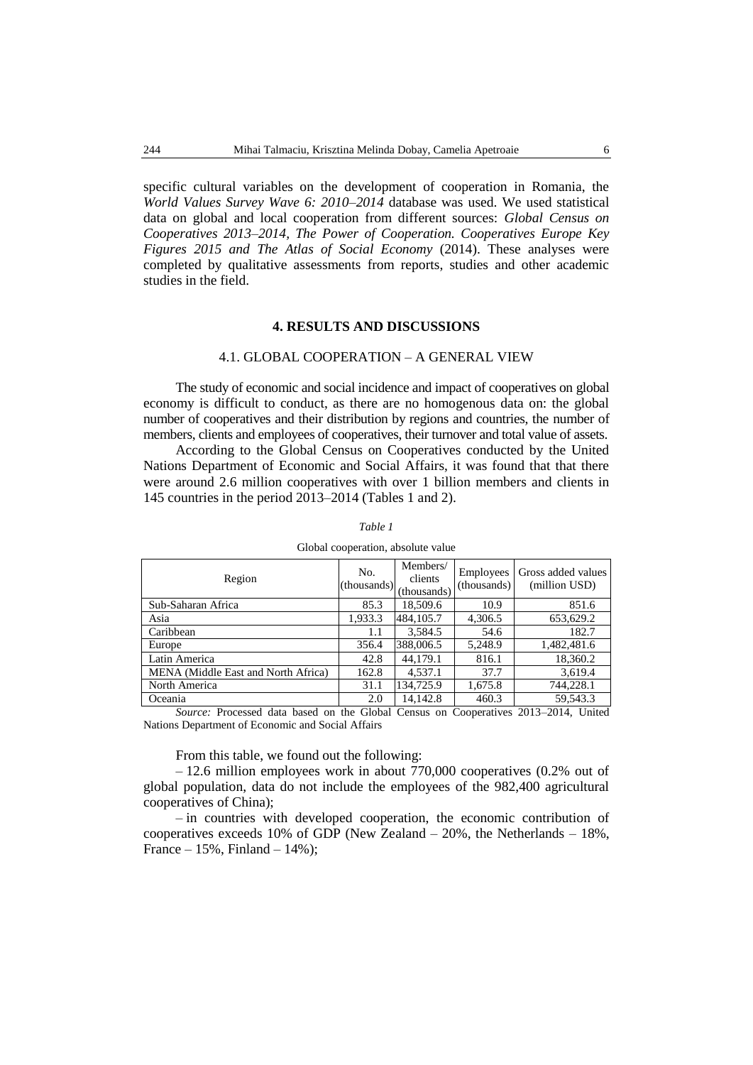specific cultural variables on the development of cooperation in Romania, the *World Values Survey Wave 6: 2010–2014* database was used. We used statistical data on global and local cooperation from different sources: *Global Census on Cooperatives 2013–2014, The Power of Cooperation. Cooperatives Europe Key Figures 2015 and The Atlas of Social Economy* (2014). These analyses were completed by qualitative assessments from reports, studies and other academic studies in the field.

## 4. RESULTS AND DISCUSSIONS

### 4.1. GLOBAL COOPERATION – A GENERAL VIEW

The study of economic and social incidence and impact of cooperatives on global economy is difficult to conduct, as there are no homogenous data on: the global number of cooperatives and their distribution by regions and countries, the number of members, clients and employees of cooperatives, their turnover and total value of assets.

According to the Global Census on Cooperatives conducted by the United Nations Department of Economic and Social Affairs, it was found that that there were around 2.6 million cooperatives with over 1 billion members and clients in 145 countries in the period 2013–2014 (Tables 1 and 2).

*Table 1*

Global cooperation, absolute value

| Region | No. (thousands) | Members/ clients (thousands) | Employees (thousands) | Gross added values (million USD) |
|---|---|---|---|---|
| Sub-Saharan Africa | 85.3 | 18,509.6 | 10.9 | 851.6 |
| Asia | 1,933.3 | 484,105.7 | 4,306.5 | 653,629.2 |
| Caribbean | 1.1 | 3,584.5 | 54.6 | 182.7 |
| Europe | 356.4 | 388,006.5 | 5,248.9 | 1,482,481.6 |
| Latin America | 42.8 | 44,179.1 | 816.1 | 18,360.2 |
| MENA (Middle East and North Africa) | 162.8 | 4,537.1 | 37.7 | 3,619.4 |
| North America | 31.1 | 134,725.9 | 1,675.8 | 744,228.1 |
| Oceania | 2.0 | 14,142.8 | 460.3 | 59,543.3 |

*Source:* Processed data based on the Global Census on Cooperatives 2013–2014, United Nations Department of Economic and Social Affairs

From this table, we found out the following:

– 12.6 million employees work in about 770,000 cooperatives (0.2% out of global population, data do not include the employees of the 982,400 agricultural cooperatives of China);

– in countries with developed cooperation, the economic contribution of cooperatives exceeds 10% of GDP (New Zealand – 20%, the Netherlands – 18%, France – 15%, Finland – 14%);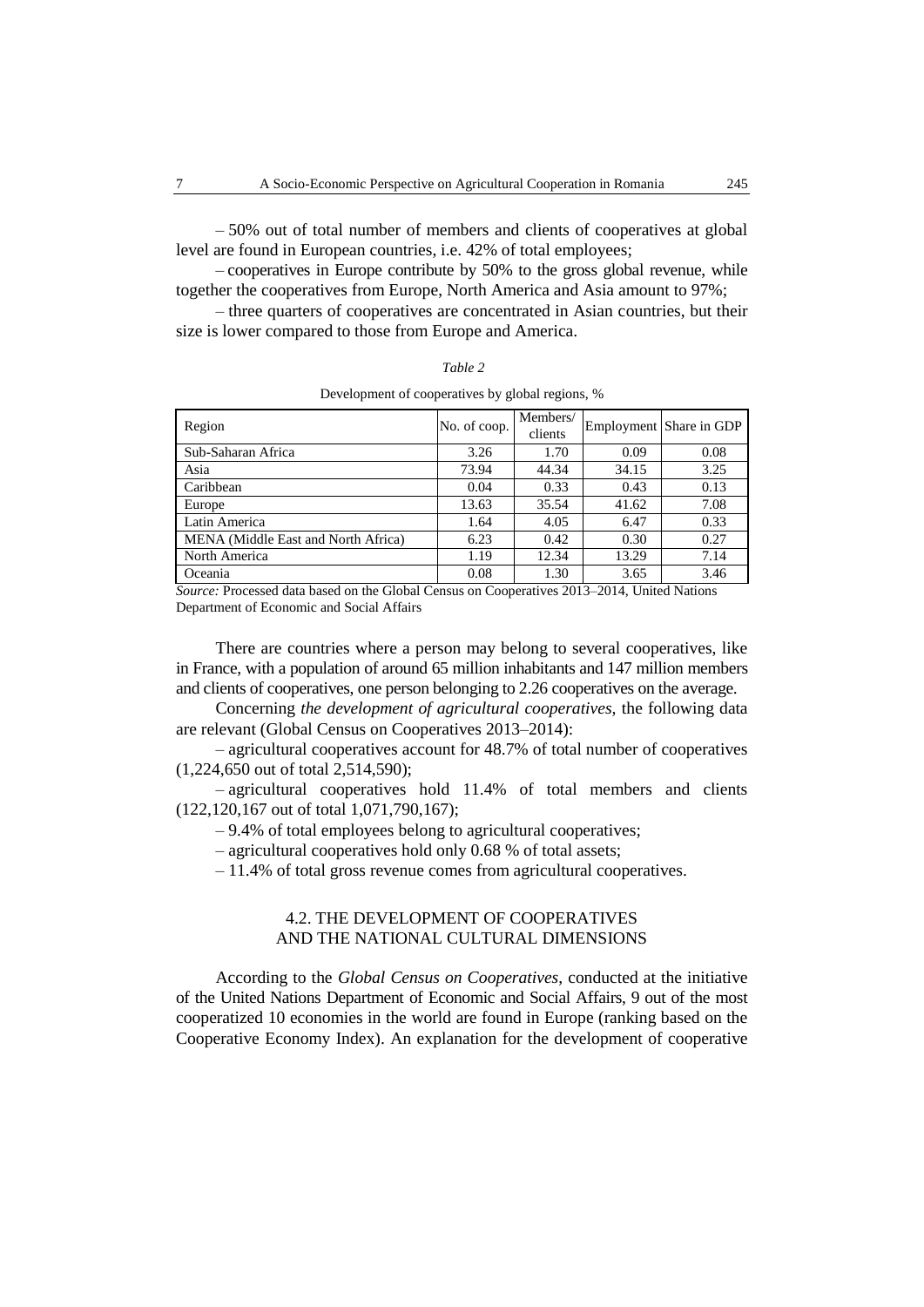– 50% out of total number of members and clients of cooperatives at global level are found in European countries, i.e. 42% of total employees;

– cooperatives in Europe contribute by 50% to the gross global revenue, while together the cooperatives from Europe, North America and Asia amount to 97%;

– three quarters of cooperatives are concentrated in Asian countries, but their size is lower compared to those from Europe and America.

*Table 2*

Development of cooperatives by global regions, %

| Region | No. of coop. | Members/ clients | Employment | Share in GDP |
|---|---|---|---|---|
| Sub-Saharan Africa | 3.26 | 1.70 | 0.09 | 0.08 |
| Asia | 73.94 | 44.34 | 34.15 | 3.25 |
| Caribbean | 0.04 | 0.33 | 0.43 | 0.13 |
| Europe | 13.63 | 35.54 | 41.62 | 7.08 |
| Latin America | 1.64 | 4.05 | 6.47 | 0.33 |
| MENA (Middle East and North Africa) | 6.23 | 0.42 | 0.30 | 0.27 |
| North America | 1.19 | 12.34 | 13.29 | 7.14 |
| Oceania | 0.08 | 1.30 | 3.65 | 3.46 |

*Source:* Processed data based on the Global Census on Cooperatives 2013–2014, United Nations Department of Economic and Social Affairs

There are countries where a person may belong to several cooperatives, like in France, with a population of around 65 million inhabitants and 147 million members and clients of cooperatives, one person belonging to 2.26 cooperatives on the average.

Concerning *the development of agricultural cooperatives,* the following data are relevant (Global Census on Cooperatives 2013–2014):

– agricultural cooperatives account for 48.7% of total number of cooperatives (1,224,650 out of total 2,514,590);

– agricultural cooperatives hold 11.4% of total members and clients (122,120,167 out of total 1,071,790,167);

– 9.4% of total employees belong to agricultural cooperatives;

– agricultural cooperatives hold only 0.68 % of total assets;

– 11.4% of total gross revenue comes from agricultural cooperatives.

### 4.2. THE DEVELOPMENT OF COOPERATIVES AND THE NATIONAL CULTURAL DIMENSIONS

According to the *Global Census on Cooperatives*, conducted at the initiative of the United Nations Department of Economic and Social Affairs, 9 out of the most cooperatized 10 economies in the world are found in Europe (ranking based on the Cooperative Economy Index). An explanation for the development of cooperative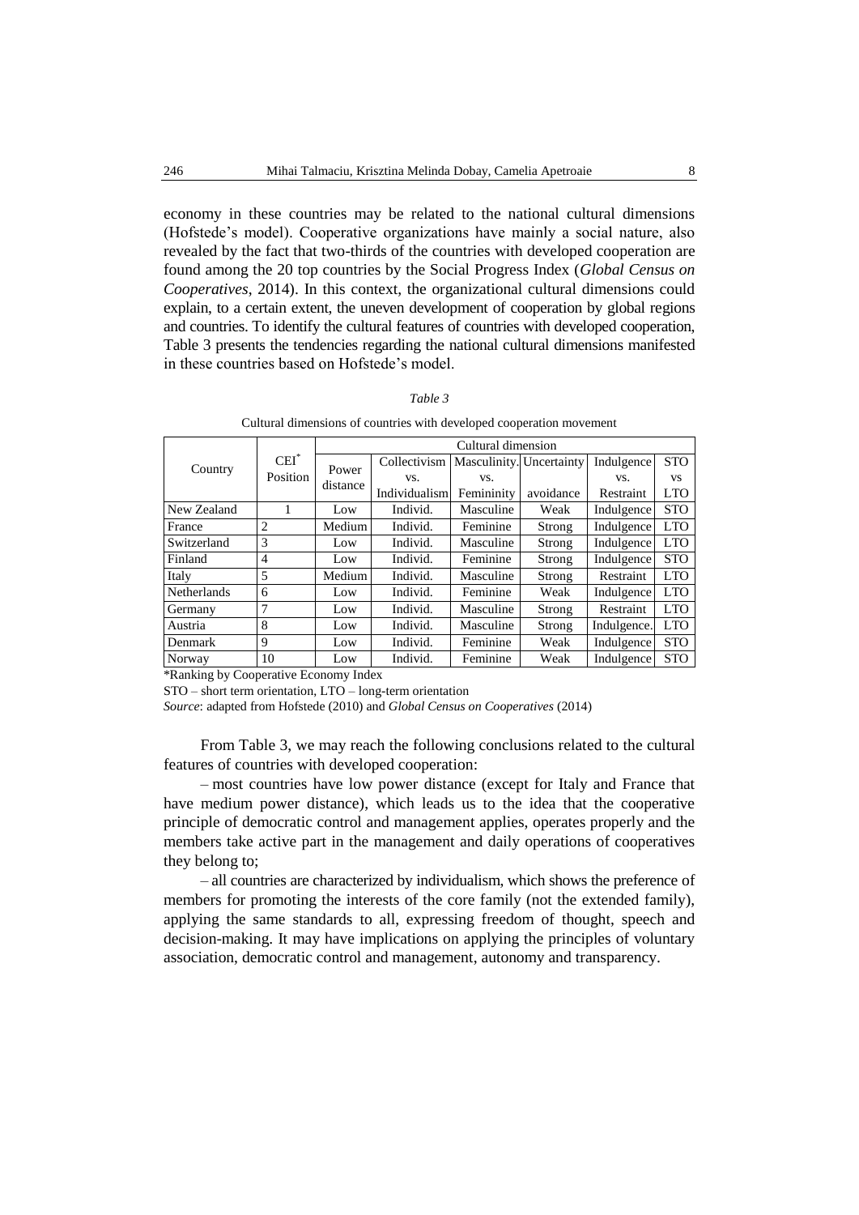economy in these countries may be related to the national cultural dimensions (Hofstede's model). Cooperative organizations have mainly a social nature, also revealed by the fact that two-thirds of the countries with developed cooperation are found among the 20 top countries by the Social Progress Index (*Global Census on Cooperatives*, 2014). In this context, the organizational cultural dimensions could explain, to a certain extent, the uneven development of cooperation by global regions and countries. To identify the cultural features of countries with developed cooperation, Table 3 presents the tendencies regarding the national cultural dimensions manifested in these countries based on Hofstede's model.

*Table 3*

Cultural dimensions of countries with developed cooperation movement

| Country | CEI* Position | Cultural dimension | | | | | |
|---|---|---|---|---|---|---|---|
| | | Power distance | Collectivism vs. Individualism | Masculinity. vs. Femininity | Uncertainty avoidance | Indulgence vs. Restraint | STO vs LTO |
| New Zealand | 1 | Low | Individ. | Masculine | Weak | Indulgence | STO |
| France | 2 | Medium | Individ. | Feminine | Strong | Indulgence | LTO |
| Switzerland | 3 | Low | Individ. | Masculine | Strong | Indulgence | LTO |
| Finland | 4 | Low | Individ. | Feminine | Strong | Indulgence | STO |
| Italy | 5 | Medium | Individ. | Masculine | Strong | Restraint | LTO |
| Netherlands | 6 | Low | Individ. | Feminine | Weak | Indulgence | LTO |
| Germany | 7 | Low | Individ. | Masculine | Strong | Restraint | LTO |
| Austria | 8 | Low | Individ. | Masculine | Strong | Indulgence. | LTO |
| Denmark | 9 | Low | Individ. | Feminine | Weak | Indulgence | STO |
| Norway | 10 | Low | Individ. | Feminine | Weak | Indulgence | STO |

*Ranking by Cooperative Economy Index

STO – short term orientation, LTO – long-term orientation

*Source*: adapted from Hofstede (2010) and *Global Census on Cooperatives* (2014)

From Table 3, we may reach the following conclusions related to the cultural features of countries with developed cooperation:

– most countries have low power distance (except for Italy and France that have medium power distance), which leads us to the idea that the cooperative principle of democratic control and management applies, operates properly and the members take active part in the management and daily operations of cooperatives they belong to;

– all countries are characterized by individualism, which shows the preference of members for promoting the interests of the core family (not the extended family), applying the same standards to all, expressing freedom of thought, speech and decision-making. It may have implications on applying the principles of voluntary association, democratic control and management, autonomy and transparency.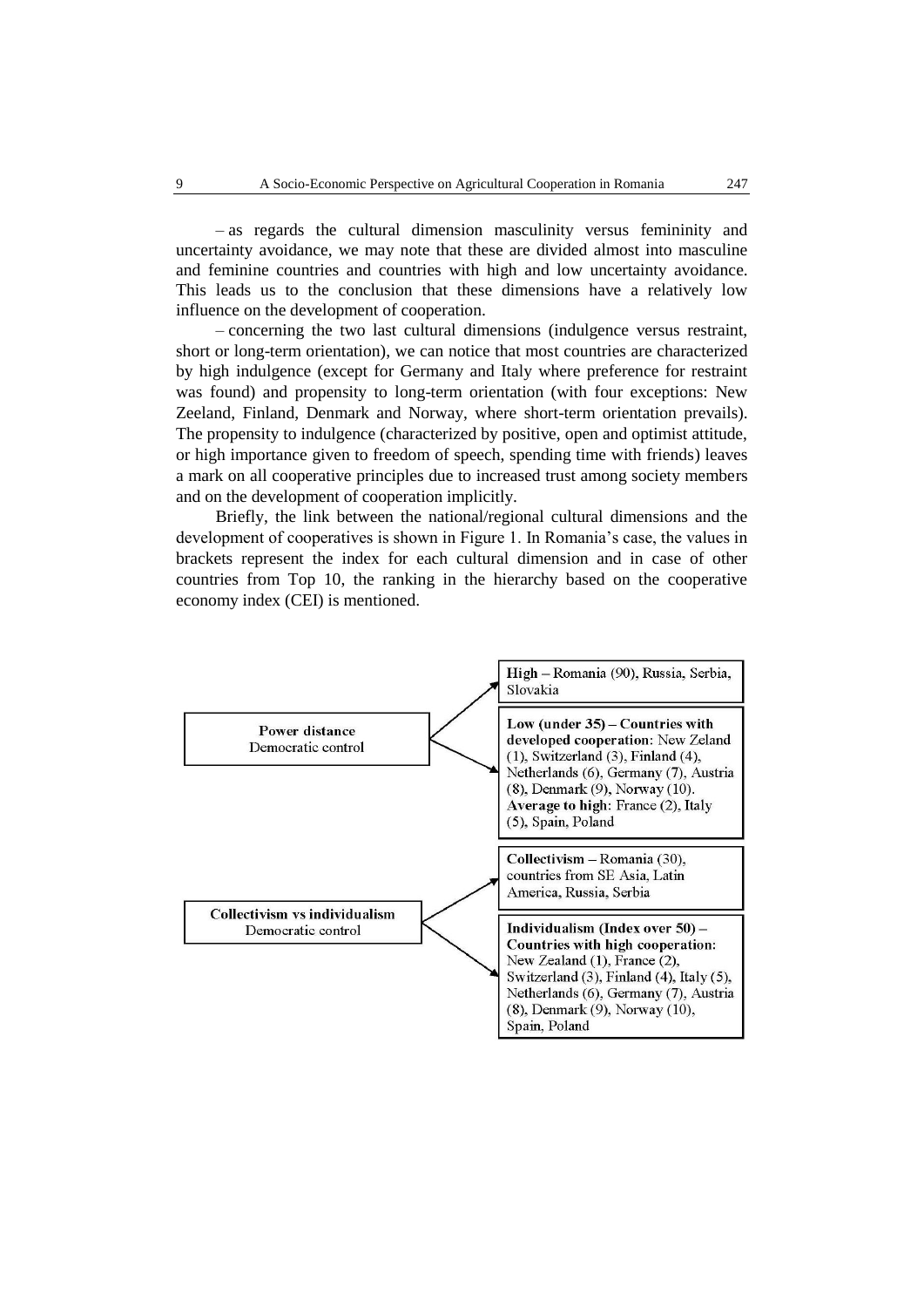– as regards the cultural dimension masculinity versus femininity and uncertainty avoidance, we may note that these are divided almost into masculine and feminine countries and countries with high and low uncertainty avoidance. This leads us to the conclusion that these dimensions have a relatively low influence on the development of cooperation.

– concerning the two last cultural dimensions (indulgence versus restraint, short or long-term orientation), we can notice that most countries are characterized by high indulgence (except for Germany and Italy where preference for restraint was found) and propensity to long-term orientation (with four exceptions: New Zeeland, Finland, Denmark and Norway, where short-term orientation prevails). The propensity to indulgence (characterized by positive, open and optimist attitude, or high importance given to freedom of speech, spending time with friends) leaves a mark on all cooperative principles due to increased trust among society members and on the development of cooperation implicitly.

Briefly, the link between the national/regional cultural dimensions and the development of cooperatives is shown in Figure 1. In Romania's case, the values in brackets represent the index for each cultural dimension and in case of other countries from Top 10, the ranking in the hierarchy based on the cooperative economy index (CEI) is mentioned.

**Power distance**
Democratic control

- **High** – Romania (90), Russia, Serbia, Slovakia
- **Low (under 35) – Countries with developed cooperation**: New Zeland (1), Switzerland (3), Finland (4), Netherlands (6), Germany (7), Austria (8), Denmark (9), Norway (10). **Average to high**: France (2), Italy (5), Spain, Poland

**Collectivism vs individualism**
Democratic control

- **Collectivism** – Romania (30), countries from SE Asia, Latin America, Russia, Serbia
- **Individualism (Index over 50) – Countries with high cooperation**: New Zealand (1), France (2), Switzerland (3), Finland (4), Italy (5), Netherlands (6), Germany (7), Austria (8), Denmark (9), Norway (10), Spain, Poland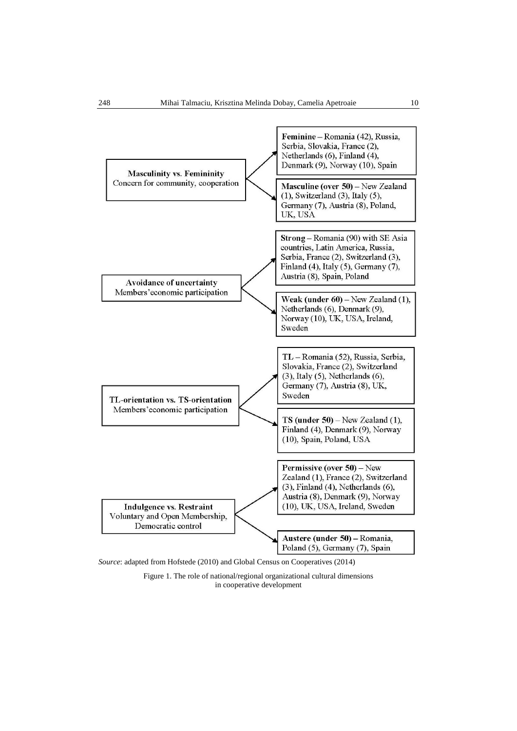**Masculinity vs. Femininity**
Concern for community, cooperation

- **Feminine** – Romania (42), Russia, Serbia, Slovakia, France (2), Netherlands (6), Finland (4), Denmark (9), Norway (10), Spain
- **Masculine (over 50)** – New Zealand (1), Switzerland (3), Italy (5), Germany (7), Austria (8), Poland, UK, USA

**Avoidance of uncertainty**
Members'economic participation

- **Strong** – Romania (90) with SE Asia countries, Latin America, Russia, Serbia, France (2), Switzerland (3), Finland (4), Italy (5), Germany (7), Austria (8), Spain, Poland
- **Weak (under 60)** – New Zealand (1), Netherlands (6), Denmark (9), Norway (10), UK, USA, Ireland, Sweden

**TL-orientation vs. TS-orientation**
Members'economic participation

- **TL** – Romania (52), Russia, Serbia, Slovakia, France (2), Switzerland (3), Italy (5), Netherlands (6), Germany (7), Austria (8), UK, Sweden
- **TS (under 50)** – New Zealand (1), Finland (4), Denmark (9), Norway (10), Spain, Poland, USA

**Indulgence vs. Restraint**
Voluntary and Open Membership, Democratic control

- **Permissive (over 50)** – New Zealand (1), France (2), Switzerland (3), Finland (4), Netherlands (6), Austria (8), Denmark (9), Norway (10), UK, USA, Ireland, Sweden
- **Austere (under 50)** – Romania, Poland (5), Germany (7), Spain

*Source*: adapted from Hofstede (2010) and Global Census on Cooperatives (2014)

Figure 1. The role of national/regional organizational cultural dimensions in cooperative development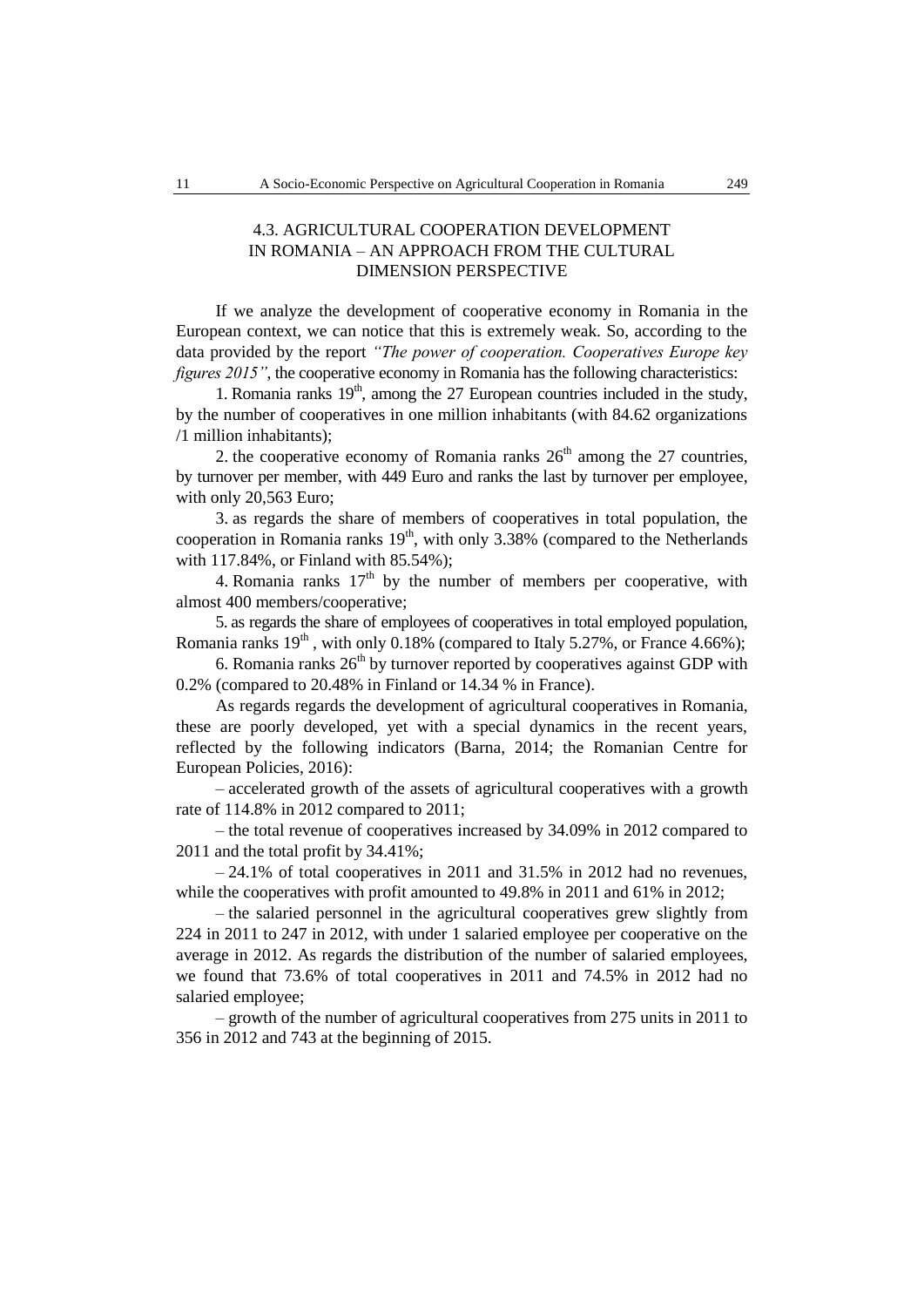### 4.3. AGRICULTURAL COOPERATION DEVELOPMENT IN ROMANIA – AN APPROACH FROM THE CULTURAL DIMENSION PERSPECTIVE

If we analyze the development of cooperative economy in Romania in the European context, we can notice that this is extremely weak. So, according to the data provided by the report *"The power of cooperation. Cooperatives Europe key figures 2015"*, the cooperative economy in Romania has the following characteristics:

1. Romania ranks 19th, among the 27 European countries included in the study, by the number of cooperatives in one million inhabitants (with 84.62 organizations /1 million inhabitants);

2. the cooperative economy of Romania ranks 26th among the 27 countries, by turnover per member, with 449 Euro and ranks the last by turnover per employee, with only 20,563 Euro;

3. as regards the share of members of cooperatives in total population, the cooperation in Romania ranks 19th, with only 3.38% (compared to the Netherlands with 117.84%, or Finland with 85.54%);

4. Romania ranks 17th by the number of members per cooperative, with almost 400 members/cooperative;

5. as regards the share of employees of cooperatives in total employed population, Romania ranks 19th , with only 0.18% (compared to Italy 5.27%, or France 4.66%);

6. Romania ranks 26th by turnover reported by cooperatives against GDP with 0.2% (compared to 20.48% in Finland or 14.34 % in France).

As regards regards the development of agricultural cooperatives in Romania, these are poorly developed, yet with a special dynamics in the recent years, reflected by the following indicators (Barna, 2014; the Romanian Centre for European Policies, 2016):

– accelerated growth of the assets of agricultural cooperatives with a growth rate of 114.8% in 2012 compared to 2011;

– the total revenue of cooperatives increased by 34.09% in 2012 compared to 2011 and the total profit by 34.41%;

– 24.1% of total cooperatives in 2011 and 31.5% in 2012 had no revenues, while the cooperatives with profit amounted to 49.8% in 2011 and 61% in 2012;

– the salaried personnel in the agricultural cooperatives grew slightly from 224 in 2011 to 247 in 2012, with under 1 salaried employee per cooperative on the average in 2012. As regards the distribution of the number of salaried employees, we found that 73.6% of total cooperatives in 2011 and 74.5% in 2012 had no salaried employee;

– growth of the number of agricultural cooperatives from 275 units in 2011 to 356 in 2012 and 743 at the beginning of 2015.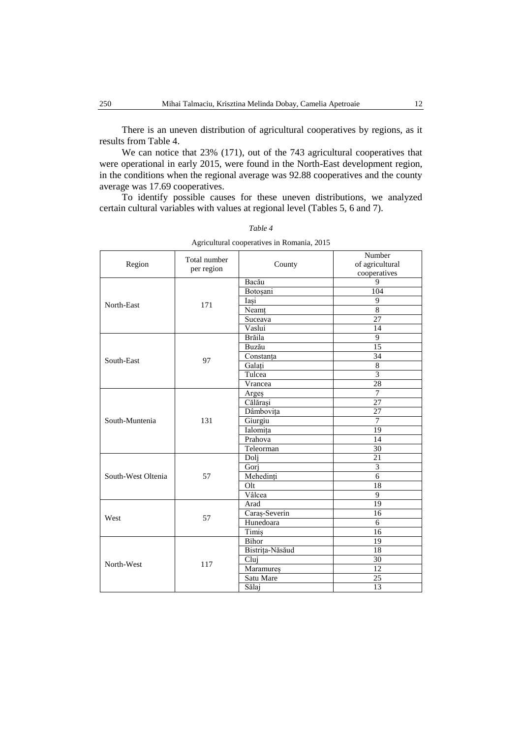There is an uneven distribution of agricultural cooperatives by regions, as it results from Table 4.

We can notice that 23% (171), out of the 743 agricultural cooperatives that were operational in early 2015, were found in the North-East development region, in the conditions when the regional average was 92.88 cooperatives and the county average was 17.69 cooperatives.

To identify possible causes for these uneven distributions, we analyzed certain cultural variables with values at regional level (Tables 5, 6 and 7).

*Table 4*

Agricultural cooperatives in Romania, 2015

| Region | Total number per region | County | Number of agricultural cooperatives |
|---|---|---|---|
| North-East | 171 | Bacău | 9 |
| | | Botoșani | 104 |
| | | Iași | 9 |
| | | Neamț | 8 |
| | | Suceava | 27 |
| | | Vaslui | 14 |
| South-East | 97 | Brăila | 9 |
| | | Buzău | 15 |
| | | Constanța | 34 |
| | | Galați | 8 |
| | | Tulcea | 3 |
| | | Vrancea | 28 |
| South-Muntenia | 131 | Argeș | 7 |
| | | Călărași | 27 |
| | | Dâmbovița | 27 |
| | | Giurgiu | 7 |
| | | Ialomița | 19 |
| | | Prahova | 14 |
| | | Teleorman | 30 |
| South-West Oltenia | 57 | Dolj | 21 |
| | | Gorj | 3 |
| | | Mehedinți | 6 |
| | | Olt | 18 |
| | | Vâlcea | 9 |
| West | 57 | Arad | 19 |
| | | Caraș-Severin | 16 |
| | | Hunedoara | 6 |
| | | Timiș | 16 |
| North-West | 117 | Bihor | 19 |
| | | Bistrița-Năsăud | 18 |
| | | Cluj | 30 |
| | | Maramureș | 12 |
| | | Satu Mare | 25 |
| | | Sălaj | 13 |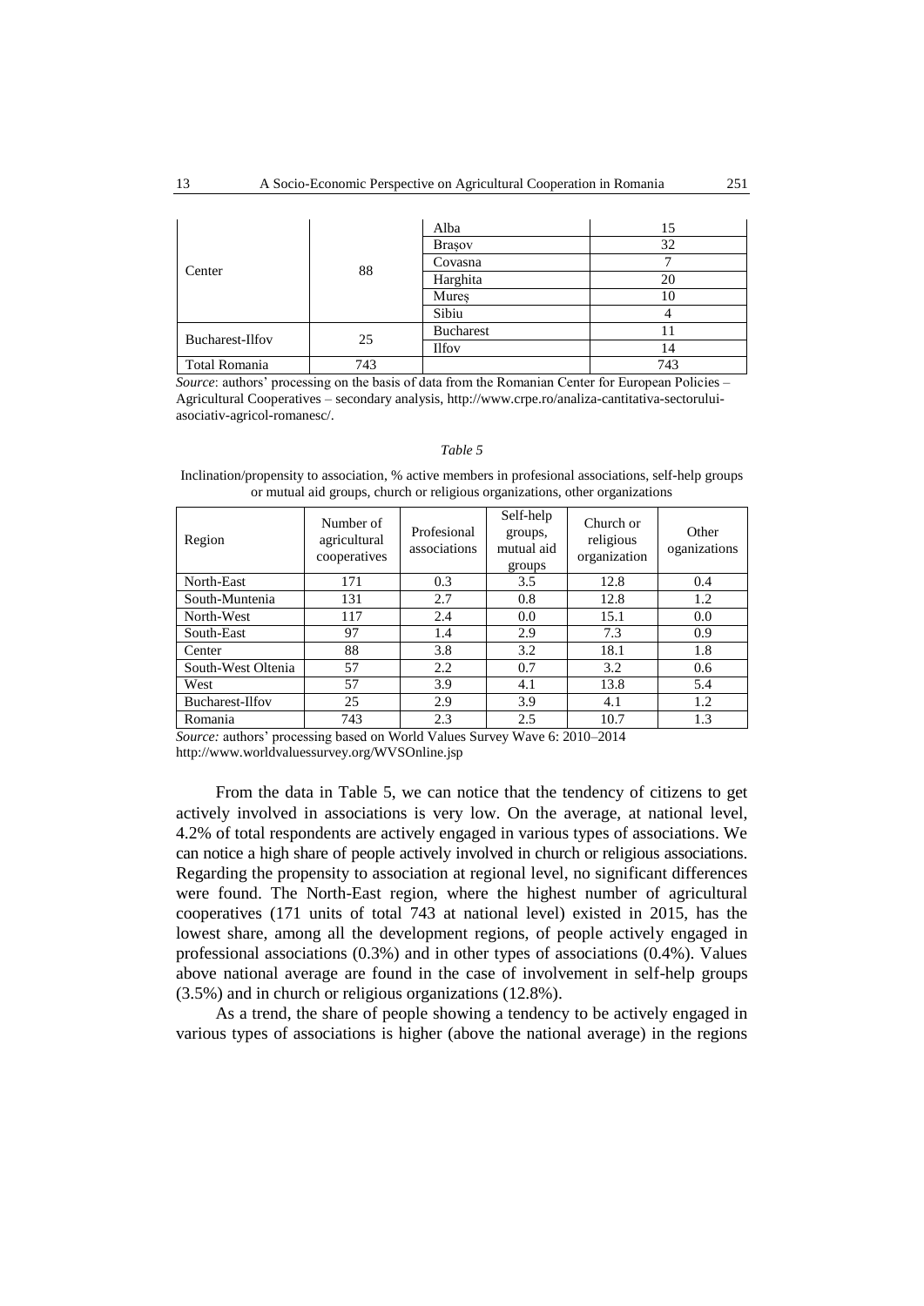| | | Alba | 15 |
|---|---|---|---|
| Center | 88 | Brașov | 32 |
| | | Covasna | 7 |
| | | Harghita | 20 |
| | | Mureș | 10 |
| | | Sibiu | 4 |
| Bucharest-Ilfov | 25 | Bucharest | 11 |
| | | Ilfov | 14 |
| Total Romania | 743 | | 743 |

*Source*: authors' processing on the basis of data from the Romanian Center for European Policies – Agricultural Cooperatives – secondary analysis, http://www.crpe.ro/analiza-cantitativa-sectorului-asociativ-agricol-romanesc/.

*Table 5*

Inclination/propensity to association, % active members in profesional associations, self-help groups or mutual aid groups, church or religious organizations, other organizations

| Region | Number of agricultural cooperatives | Profesional associations | Self-help groups, mutual aid groups | Church or religious organization | Other oganizations |
|---|---|---|---|---|---|
| North-East | 171 | 0.3 | 3.5 | 12.8 | 0.4 |
| South-Muntenia | 131 | 2.7 | 0.8 | 12.8 | 1.2 |
| North-West | 117 | 2.4 | 0.0 | 15.1 | 0.0 |
| South-East | 97 | 1.4 | 2.9 | 7.3 | 0.9 |
| Center | 88 | 3.8 | 3.2 | 18.1 | 1.8 |
| South-West Oltenia | 57 | 2.2 | 0.7 | 3.2 | 0.6 |
| West | 57 | 3.9 | 4.1 | 13.8 | 5.4 |
| Bucharest-Ilfov | 25 | 2.9 | 3.9 | 4.1 | 1.2 |
| Romania | 743 | 2.3 | 2.5 | 10.7 | 1.3 |

*Source:* authors' processing based on World Values Survey Wave 6: 2010–2014 http://www.worldvaluessurvey.org/WVSOnline.jsp

From the data in Table 5, we can notice that the tendency of citizens to get actively involved in associations is very low. On the average, at national level, 4.2% of total respondents are actively engaged in various types of associations. We can notice a high share of people actively involved in church or religious associations. Regarding the propensity to association at regional level, no significant differences were found. The North-East region, where the highest number of agricultural cooperatives (171 units of total 743 at national level) existed in 2015, has the lowest share, among all the development regions, of people actively engaged in professional associations (0.3%) and in other types of associations (0.4%). Values above national average are found in the case of involvement in self-help groups (3.5%) and in church or religious organizations (12.8%).

As a trend, the share of people showing a tendency to be actively engaged in various types of associations is higher (above the national average) in the regions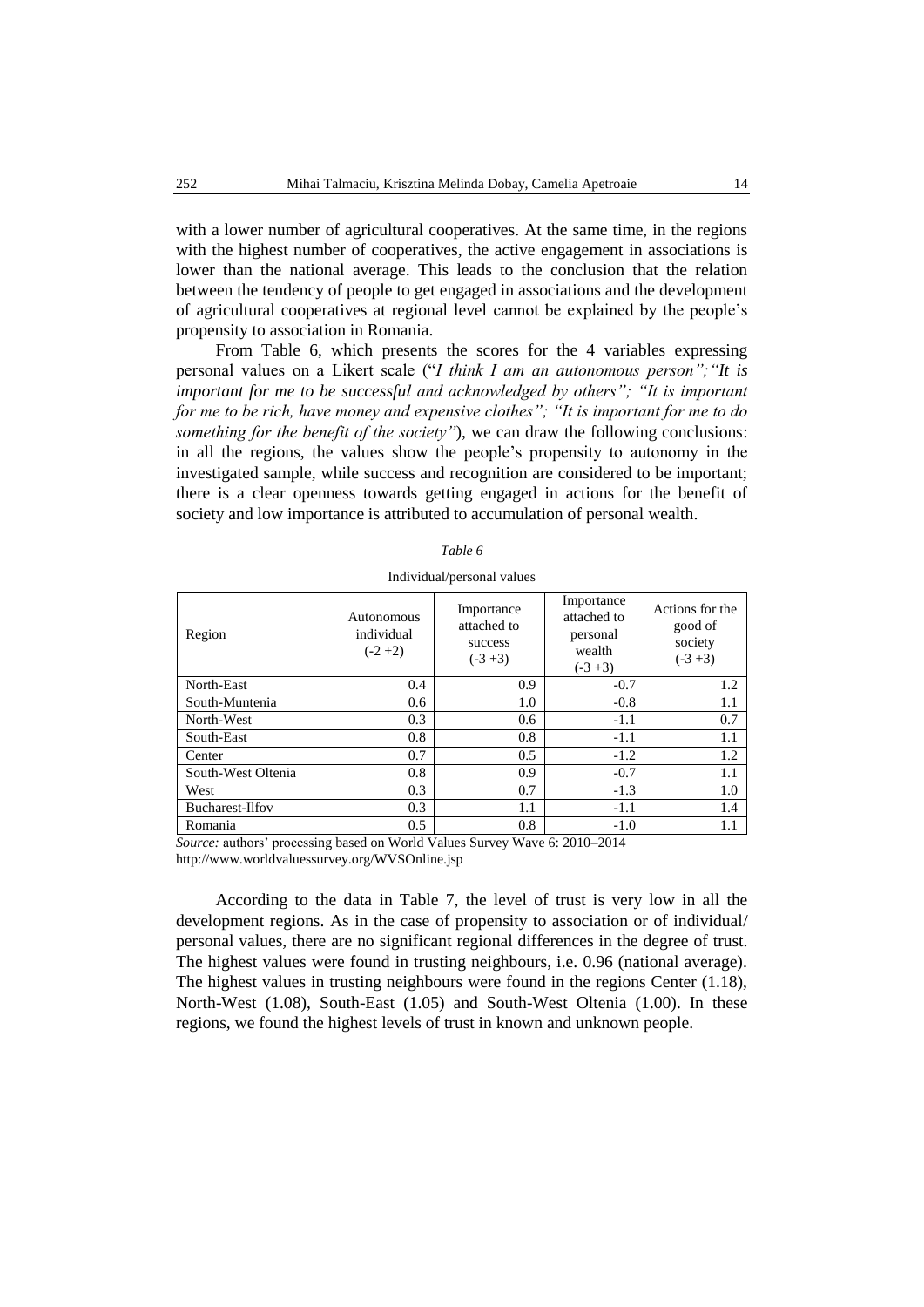with a lower number of agricultural cooperatives. At the same time, in the regions with the highest number of cooperatives, the active engagement in associations is lower than the national average. This leads to the conclusion that the relation between the tendency of people to get engaged in associations and the development of agricultural cooperatives at regional level cannot be explained by the people's propensity to association in Romania.

From Table 6, which presents the scores for the 4 variables expressing personal values on a Likert scale ("*I think I am an autonomous person";"It is important for me to be successful and acknowledged by others"; "It is important for me to be rich, have money and expensive clothes"; "It is important for me to do something for the benefit of the society"*), we can draw the following conclusions: in all the regions, the values show the people's propensity to autonomy in the investigated sample, while success and recognition are considered to be important; there is a clear openness towards getting engaged in actions for the benefit of society and low importance is attributed to accumulation of personal wealth.

*Table 6*

Individual/personal values

| Region | Autonomous individual (-2 +2) | Importance attached to success (-3 +3) | Importance attached to personal wealth (-3 +3) | Actions for the good of society (-3 +3) |
|---|---|---|---|---|
| North-East | 0.4 | 0.9 | -0.7 | 1.2 |
| South-Muntenia | 0.6 | 1.0 | -0.8 | 1.1 |
| North-West | 0.3 | 0.6 | -1.1 | 0.7 |
| South-East | 0.8 | 0.8 | -1.1 | 1.1 |
| Center | 0.7 | 0.5 | -1.2 | 1.2 |
| South-West Oltenia | 0.8 | 0.9 | -0.7 | 1.1 |
| West | 0.3 | 0.7 | -1.3 | 1.0 |
| Bucharest-Ilfov | 0.3 | 1.1 | -1.1 | 1.4 |
| Romania | 0.5 | 0.8 | -1.0 | 1.1 |

*Source:* authors' processing based on World Values Survey Wave 6: 2010–2014 http://www.worldvaluessurvey.org/WVSOnline.jsp

According to the data in Table 7, the level of trust is very low in all the development regions. As in the case of propensity to association or of individual/ personal values, there are no significant regional differences in the degree of trust. The highest values were found in trusting neighbours, i.e. 0.96 (national average). The highest values in trusting neighbours were found in the regions Center (1.18), North-West (1.08), South-East (1.05) and South-West Oltenia (1.00). In these regions, we found the highest levels of trust in known and unknown people.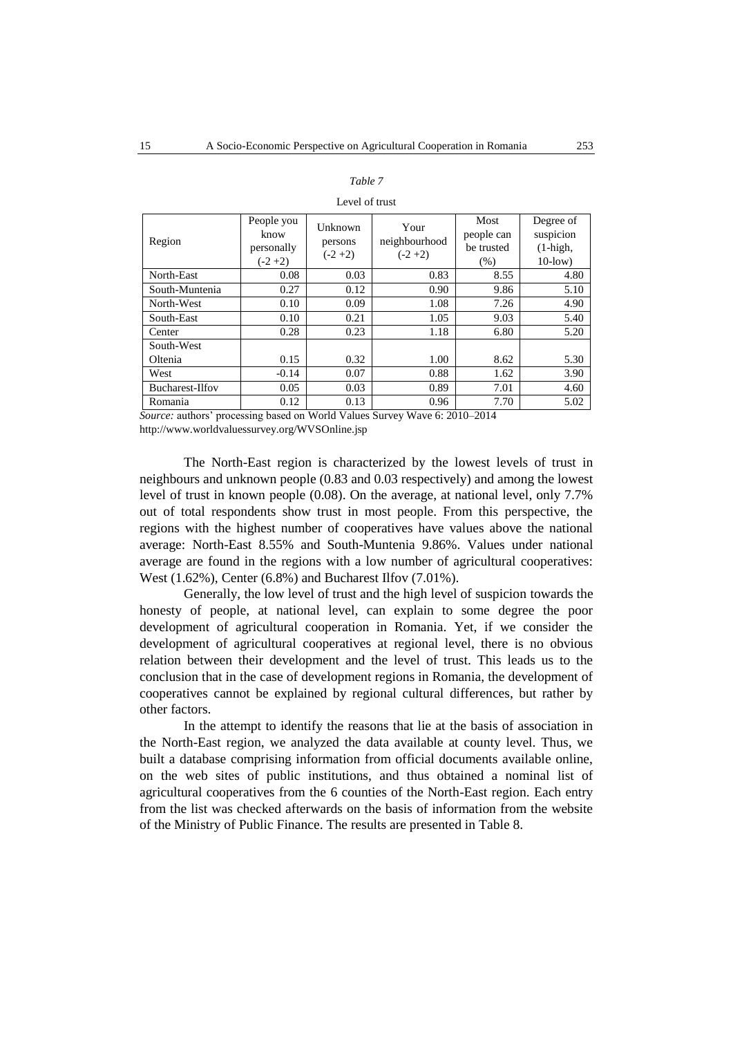*Table 7*

Level of trust

| Region | People you know personally (-2 +2) | Unknown persons (-2 +2) | Your neighbourhood (-2 +2) | Most people can be trusted (%) | Degree of suspicion (1-high, 10-low) |
|---|---|---|---|---|---|
| North-East | 0.08 | 0.03 | 0.83 | 8.55 | 4.80 |
| South-Muntenia | 0.27 | 0.12 | 0.90 | 9.86 | 5.10 |
| North-West | 0.10 | 0.09 | 1.08 | 7.26 | 4.90 |
| South-East | 0.10 | 0.21 | 1.05 | 9.03 | 5.40 |
| Center | 0.28 | 0.23 | 1.18 | 6.80 | 5.20 |
| South-West Oltenia | 0.15 | 0.32 | 1.00 | 8.62 | 5.30 |
| West | -0.14 | 0.07 | 0.88 | 1.62 | 3.90 |
| Bucharest-Ilfov | 0.05 | 0.03 | 0.89 | 7.01 | 4.60 |
| Romania | 0.12 | 0.13 | 0.96 | 7.70 | 5.02 |

*Source:* authors' processing based on World Values Survey Wave 6: 2010–2014 http://www.worldvaluessurvey.org/WVSOnline.jsp

The North-East region is characterized by the lowest levels of trust in neighbours and unknown people (0.83 and 0.03 respectively) and among the lowest level of trust in known people (0.08). On the average, at national level, only 7.7% out of total respondents show trust in most people. From this perspective, the regions with the highest number of cooperatives have values above the national average: North-East 8.55% and South-Muntenia 9.86%. Values under national average are found in the regions with a low number of agricultural cooperatives: West (1.62%), Center (6.8%) and Bucharest Ilfov (7.01%).

Generally, the low level of trust and the high level of suspicion towards the honesty of people, at national level, can explain to some degree the poor development of agricultural cooperation in Romania. Yet, if we consider the development of agricultural cooperatives at regional level, there is no obvious relation between their development and the level of trust. This leads us to the conclusion that in the case of development regions in Romania, the development of cooperatives cannot be explained by regional cultural differences, but rather by other factors.

In the attempt to identify the reasons that lie at the basis of association in the North-East region, we analyzed the data available at county level. Thus, we built a database comprising information from official documents available online, on the web sites of public institutions, and thus obtained a nominal list of agricultural cooperatives from the 6 counties of the North-East region. Each entry from the list was checked afterwards on the basis of information from the website of the Ministry of Public Finance. The results are presented in Table 8.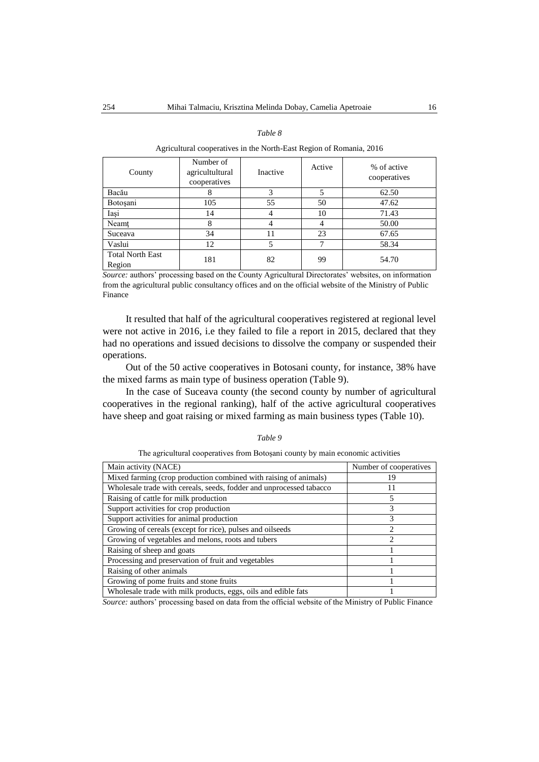*Table 8*

Agricultural cooperatives in the North-East Region of Romania, 2016

| County | Number of agricultultural cooperatives | Inactive | Active | % of active cooperatives |
|---|---|---|---|---|
| Bacău | 8 | 3 | 5 | 62.50 |
| Botoşani | 105 | 55 | 50 | 47.62 |
| Iaşi | 14 | 4 | 10 | 71.43 |
| Neamţ | 8 | 4 | 4 | 50.00 |
| Suceava | 34 | 11 | 23 | 67.65 |
| Vaslui | 12 | 5 | 7 | 58.34 |
| Total North East Region | 181 | 82 | 99 | 54.70 |

*Source:* authors' processing based on the County Agricultural Directorates' websites, on information from the agricultural public consultancy offices and on the official website of the Ministry of Public Finance

It resulted that half of the agricultural cooperatives registered at regional level were not active in 2016, i.e they failed to file a report in 2015, declared that they had no operations and issued decisions to dissolve the company or suspended their operations.

Out of the 50 active cooperatives in Botosani county, for instance, 38% have the mixed farms as main type of business operation (Table 9).

In the case of Suceava county (the second county by number of agricultural cooperatives in the regional ranking), half of the active agricultural cooperatives have sheep and goat raising or mixed farming as main business types (Table 10).

*Table 9*

The agricultural cooperatives from Botoșani county by main economic activities

| Main activity (NACE) | Number of cooperatives |
|---|---|
| Mixed farming (crop production combined with raising of animals) | 19 |
| Wholesale trade with cereals, seeds, fodder and unprocessed tabacco | 11 |
| Raising of cattle for milk production | 5 |
| Support activities for crop production | 3 |
| Support activities for animal production | 3 |
| Growing of cereals (except for rice), pulses and oilseeds | 2 |
| Growing of vegetables and melons, roots and tubers | 2 |
| Raising of sheep and goats | 1 |
| Processing and preservation of fruit and vegetables | 1 |
| Raising of other animals | 1 |
| Growing of pome fruits and stone fruits | 1 |
| Wholesale trade with milk products, eggs, oils and edible fats | 1 |

*Source:* authors' processing based on data from the official website of the Ministry of Public Finance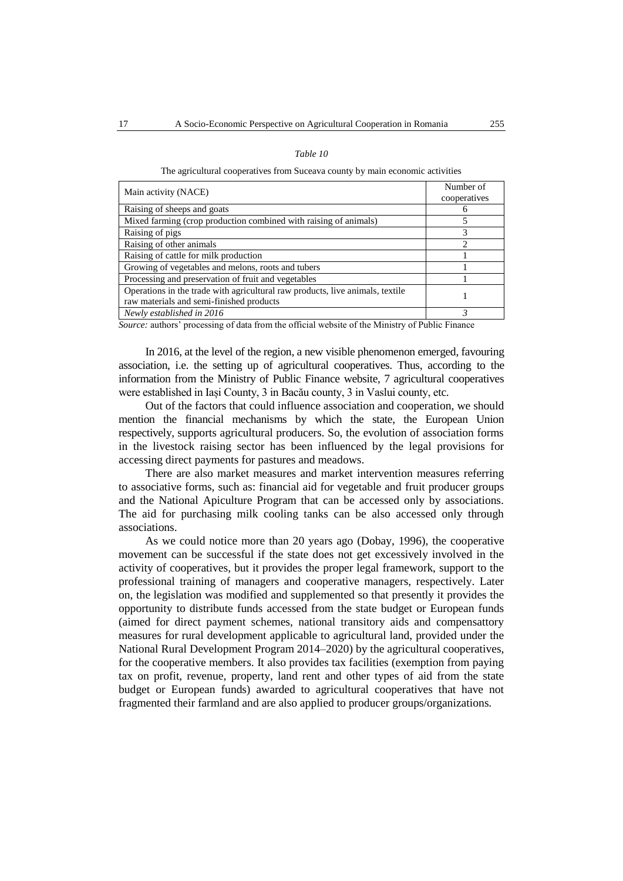*Table 10*

The agricultural cooperatives from Suceava county by main economic activities

| Main activity (NACE) | Number of cooperatives |
|---|---|
| Raising of sheeps and goats | 6 |
| Mixed farming (crop production combined with raising of animals) | 5 |
| Raising of pigs | 3 |
| Raising of other animals | 2 |
| Raising of cattle for milk production | 1 |
| Growing of vegetables and melons, roots and tubers | 1 |
| Processing and preservation of fruit and vegetables | 1 |
| Operations in the trade with agricultural raw products, live animals, textile raw materials and semi-finished products | 1 |
| *Newly established in 2016* | *3* |

*Source:* authors' processing of data from the official website of the Ministry of Public Finance

In 2016, at the level of the region, a new visible phenomenon emerged, favouring association, i.e. the setting up of agricultural cooperatives. Thus, according to the information from the Ministry of Public Finance website, 7 agricultural cooperatives were established in Iași County, 3 in Bacău county, 3 in Vaslui county, etc.

Out of the factors that could influence association and cooperation, we should mention the financial mechanisms by which the state, the European Union respectively, supports agricultural producers. So, the evolution of association forms in the livestock raising sector has been influenced by the legal provisions for accessing direct payments for pastures and meadows.

There are also market measures and market intervention measures referring to associative forms, such as: financial aid for vegetable and fruit producer groups and the National Apiculture Program that can be accessed only by associations. The aid for purchasing milk cooling tanks can be also accessed only through associations.

As we could notice more than 20 years ago (Dobay, 1996), the cooperative movement can be successful if the state does not get excessively involved in the activity of cooperatives, but it provides the proper legal framework, support to the professional training of managers and cooperative managers, respectively. Later on, the legislation was modified and supplemented so that presently it provides the opportunity to distribute funds accessed from the state budget or European funds (aimed for direct payment schemes, national transitory aids and compensattory measures for rural development applicable to agricultural land, provided under the National Rural Development Program 2014–2020) by the agricultural cooperatives, for the cooperative members. It also provides tax facilities (exemption from paying tax on profit, revenue, property, land rent and other types of aid from the state budget or European funds) awarded to agricultural cooperatives that have not fragmented their farmland and are also applied to producer groups/organizations.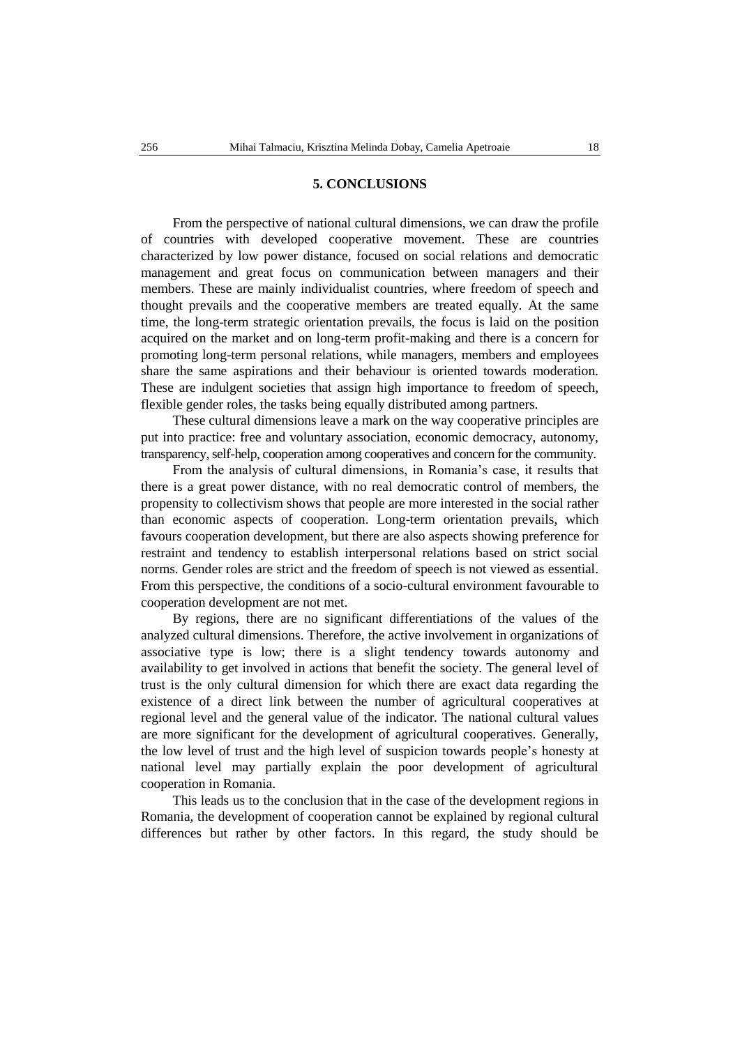## 5. CONCLUSIONS

From the perspective of national cultural dimensions, we can draw the profile of countries with developed cooperative movement. These are countries characterized by low power distance, focused on social relations and democratic management and great focus on communication between managers and their members. These are mainly individualist countries, where freedom of speech and thought prevails and the cooperative members are treated equally. At the same time, the long-term strategic orientation prevails, the focus is laid on the position acquired on the market and on long-term profit-making and there is a concern for promoting long-term personal relations, while managers, members and employees share the same aspirations and their behaviour is oriented towards moderation. These are indulgent societies that assign high importance to freedom of speech, flexible gender roles, the tasks being equally distributed among partners.

These cultural dimensions leave a mark on the way cooperative principles are put into practice: free and voluntary association, economic democracy, autonomy, transparency, self-help, cooperation among cooperatives and concern for the community.

From the analysis of cultural dimensions, in Romania's case, it results that there is a great power distance, with no real democratic control of members, the propensity to collectivism shows that people are more interested in the social rather than economic aspects of cooperation. Long-term orientation prevails, which favours cooperation development, but there are also aspects showing preference for restraint and tendency to establish interpersonal relations based on strict social norms. Gender roles are strict and the freedom of speech is not viewed as essential. From this perspective, the conditions of a socio-cultural environment favourable to cooperation development are not met.

By regions, there are no significant differentiations of the values of the analyzed cultural dimensions. Therefore, the active involvement in organizations of associative type is low; there is a slight tendency towards autonomy and availability to get involved in actions that benefit the society. The general level of trust is the only cultural dimension for which there are exact data regarding the existence of a direct link between the number of agricultural cooperatives at regional level and the general value of the indicator. The national cultural values are more significant for the development of agricultural cooperatives. Generally, the low level of trust and the high level of suspicion towards people's honesty at national level may partially explain the poor development of agricultural cooperation in Romania.

This leads us to the conclusion that in the case of the development regions in Romania, the development of cooperation cannot be explained by regional cultural differences but rather by other factors. In this regard, the study should be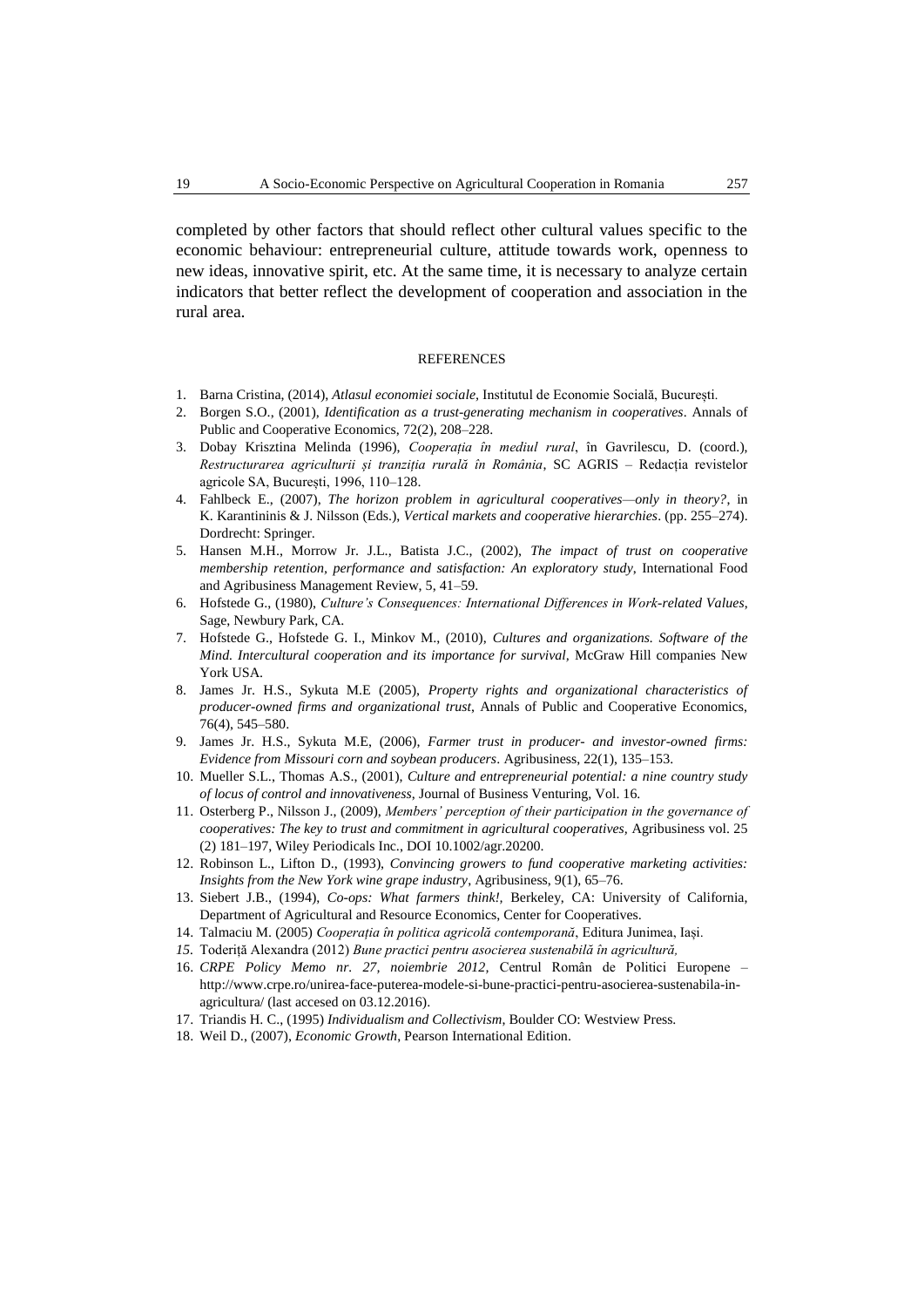completed by other factors that should reflect other cultural values specific to the economic behaviour: entrepreneurial culture, attitude towards work, openness to new ideas, innovative spirit, etc. At the same time, it is necessary to analyze certain indicators that better reflect the development of cooperation and association in the rural area.

## REFERENCES

1. Barna Cristina, (2014), *Atlasul economiei sociale*, Institutul de Economie Socială, București.
2. Borgen S.O., (2001), *Identification as a trust-generating mechanism in cooperatives*. Annals of Public and Cooperative Economics, 72(2), 208–228.
3. Dobay Krisztina Melinda (1996), *Cooperația în mediul rural*, în Gavrilescu, D. (coord.), *Restructurarea agriculturii și tranziția rurală în România*, SC AGRIS – Redacția revistelor agricole SA, București, 1996, 110–128.
4. Fahlbeck E., (2007), *The horizon problem in agricultural cooperatives—only in theory?*, in K. Karantininis & J. Nilsson (Eds.), *Vertical markets and cooperative hierarchies*. (pp. 255–274). Dordrecht: Springer.
5. Hansen M.H., Morrow Jr. J.L., Batista J.C., (2002), *The impact of trust on cooperative membership retention, performance and satisfaction: An exploratory study*, International Food and Agribusiness Management Review, 5, 41–59.
6. Hofstede G., (1980), *Culture's Consequences: International Differences in Work-related Values*, Sage, Newbury Park, CA.
7. Hofstede G., Hofstede G. I., Minkov M., (2010), *Cultures and organizations. Software of the Mind. Intercultural cooperation and its importance for survival,* McGraw Hill companies New York USA.
8. James Jr. H.S., Sykuta M.E (2005), *Property rights and organizational characteristics of producer-owned firms and organizational trust*, Annals of Public and Cooperative Economics, 76(4), 545–580.
9. James Jr. H.S., Sykuta M.E, (2006), *Farmer trust in producer- and investor-owned firms: Evidence from Missouri corn and soybean producers*. Agribusiness, 22(1), 135–153.
10. Mueller S.L., Thomas A.S., (2001), *Culture and entrepreneurial potential: a nine country study of locus of control and innovativeness*, Journal of Business Venturing, Vol. 16.
11. Osterberg P., Nilsson J., (2009), *Members' perception of their participation in the governance of cooperatives: The key to trust and commitment in agricultural cooperatives,* Agribusiness vol. 25 (2) 181–197, Wiley Periodicals Inc., DOI 10.1002/agr.20200.
12. Robinson L., Lifton D., (1993), *Convincing growers to fund cooperative marketing activities: Insights from the New York wine grape industry*, Agribusiness, 9(1), 65–76.
13. Siebert J.B., (1994), *Co-ops: What farmers think!,* Berkeley, CA: University of California, Department of Agricultural and Resource Economics, Center for Cooperatives.
14. Talmaciu M. (2005) *Cooperația în politica agricolă contemporană*, Editura Junimea, Iași.
15. Toderiță Alexandra (2012) *Bune practici pentru asocierea sustenabilă în agricultură,*
16. *CRPE Policy Memo nr. 27, noiembrie 2012,* Centrul Român de Politici Europene – http://www.crpe.ro/unirea-face-puterea-modele-si-bune-practici-pentru-asocierea-sustenabila-in-agricultura/ (last accesed on 03.12.2016).
17. Triandis H. C., (1995) *Individualism and Collectivism*, Boulder CO: Westview Press.
18. Weil D., (2007), *Economic Growth*, Pearson International Edition.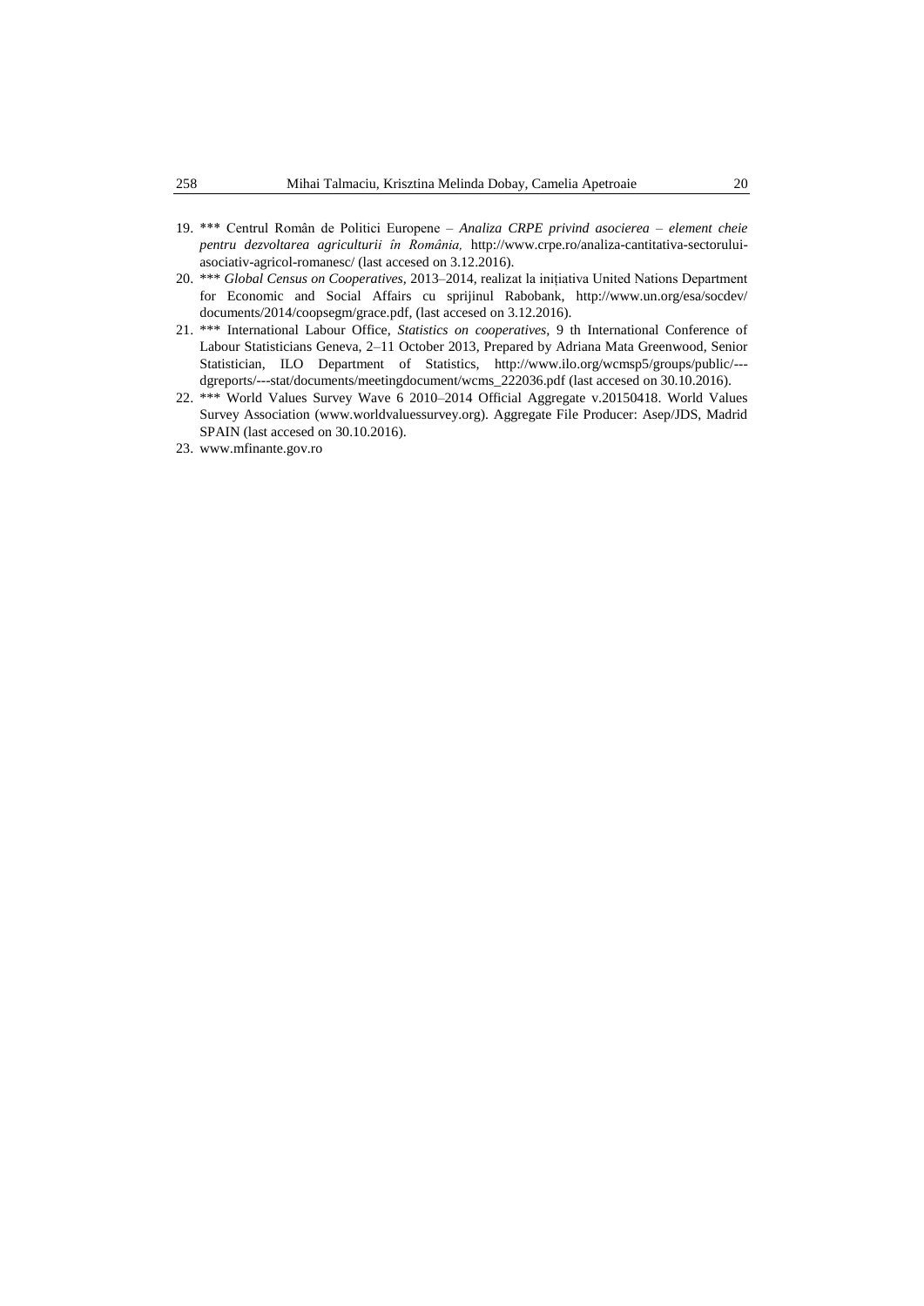19. *** Centrul Român de Politici Europene – *Analiza CRPE privind asocierea – element cheie pentru dezvoltarea agriculturii în România,* http://www.crpe.ro/analiza-cantitativa-sectorului-asociativ-agricol-romanesc/ (last accesed on 3.12.2016).
20. *** *Global Census on Cooperatives*, 2013–2014, realizat la inițiativa United Nations Department for Economic and Social Affairs cu sprijinul Rabobank, http://www.un.org/esa/socdev/documents/2014/coopsegm/grace.pdf, (last accesed on 3.12.2016).
21. *** International Labour Office, *Statistics on cooperatives*, 9 th International Conference of Labour Statisticians Geneva, 2–11 October 2013, Prepared by Adriana Mata Greenwood, Senior Statistician, ILO Department of Statistics, http://www.ilo.org/wcmsp5/groups/public/---dgreports/---stat/documents/meetingdocument/wcms_222036.pdf (last accesed on 30.10.2016).
22. *** World Values Survey Wave 6 2010–2014 Official Aggregate v.20150418. World Values Survey Association (www.worldvaluessurvey.org). Aggregate File Producer: Asep/JDS, Madrid SPAIN (last accesed on 30.10.2016).
23. www.mfinante.gov.ro